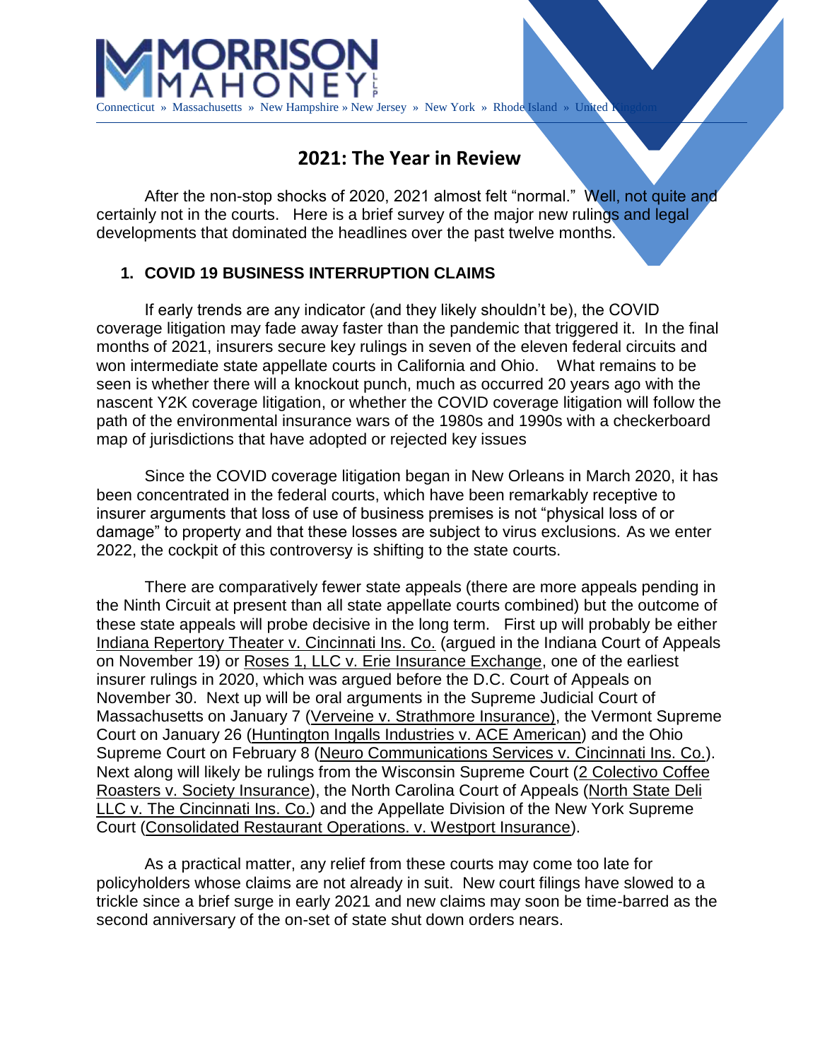# 2021: The Year in Review

After the non-stop shocks of 2020, 2021 almost felt "normal." Well, not quite and certainly not in the courts. Here is a brief survey of the major new rulings and legal developments that dominated the headlines over the past twelve months.

## 1. COVID 19 BUSINESS INTERRUPTION CLAIMS

If early trends are any indicator (and they likely shouldn't be), the COVID coverage litigation may fade away faster than the pandemic that triggered it. In the final months of 2021, insurers secure key rulings in seven of the eleven federal circuits and won intermediate state appellate courts in California and Ohio. What remains to be seen is whether there will a knockout punch, much as occurred 20 years ago with the nascent Y2K coverage litigation, or whether the COVID coverage litigation will follow the path of the environmental insurance wars of the 1980s and 1990s with a checkerboard map of jurisdictions that have adopted or rejected key issues

Since the COVID coverage litigation began in New Orleans in March 2020, it has been concentrated in the federal courts, which have been remarkably receptive to insurer arguments that loss of use of business premises is not "physical loss of or damage" to property and that these losses are subject to virus exclusions. As we enter 2022, the cockpit of this controversy is shifting to the state courts.

There are comparatively fewer state appeals (there are more appeals pending in the Ninth Circuit at present than all state appellate courts combined) but the outcome of these state appeals will probe decisive in the long term. First up will probably be either Indiana Repertory Theater v. Cincinnati Ins. Co. (argued in the Indiana Court of Appeals on November 19) or Roses 1, LLC v. Erie Insurance Exchange, one of the earliest insurer rulings in 2020, which was argued before the D.C. Court of Appeals on November 30. Next up will be oral arguments in the Supreme Judicial Court of Massachusetts on January 7 (Verveine v. Strathmore Insurance), the Vermont Supreme Court on January 26 (Huntington Ingalls Industries v. ACE American) and the Ohio Supreme Court on February 8 (Neuro Communications Services v. Cincinnati Ins. Co.). Next along will likely be rulings from the Wisconsin Supreme Court (2 Colectivo Coffee Roasters v. Society Insurance), the North Carolina Court of Appeals (North State Deli LLC v. The Cincinnati Ins. Co.) and the Appellate Division of the New York Supreme Court (Consolidated Restaurant Operations. v. Westport Insurance).

As a practical matter, any relief from these courts may come too late for policyholders whose claims are not already in suit. New court filings have slowed to a trickle since a brief surge in early 2021 and new claims may soon be time-barred as the second anniversary of the on-set of state shut down orders nears.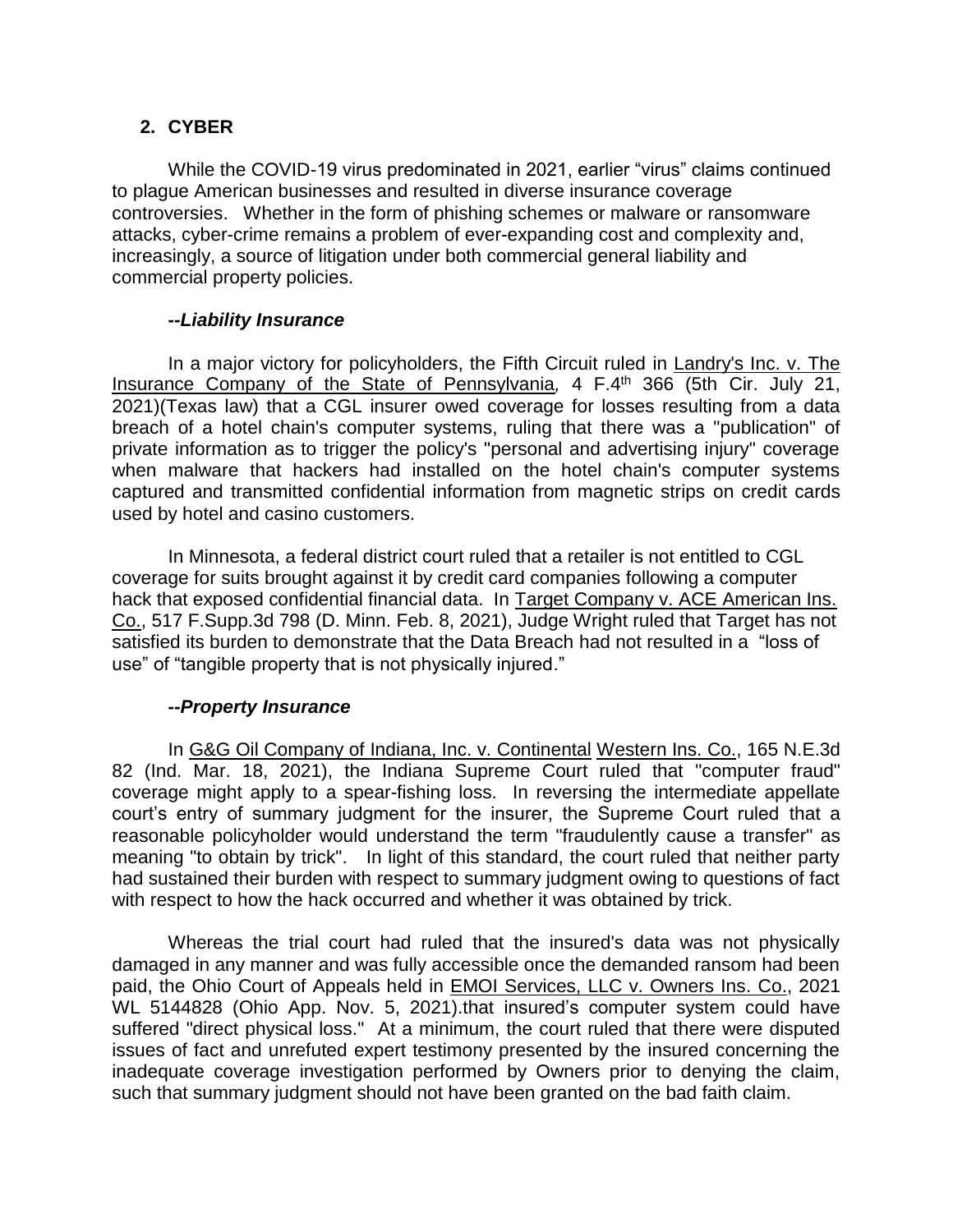## 2. CYBER

While the COVID-19 virus predominated in 2021, earlier "virus" claims continued to plague American businesses and resulted in diverse insurance coverage controversies. Whether in the form of phishing schemes or malware or ransomware attacks, cyber-crime remains a problem of ever-expanding cost and complexity and, increasingly, a source of litigation under both commercial general liability and commercial property policies.

### *--Liability Insurance*

In a major victory for policyholders, the Fifth Circuit ruled in Landry's Inc. v. The Insurance Company of the State of Pennsylvania*,* 4 F.4th 366 (5th Cir. July 21, 2021)(Texas law) that a CGL insurer owed coverage for losses resulting from a data breach of a hotel chain's computer systems, ruling that there was a "publication" of private information as to trigger the policy's "personal and advertising injury" coverage when malware that hackers had installed on the hotel chain's computer systems captured and transmitted confidential information from magnetic strips on credit cards used by hotel and casino customers.

In Minnesota, a federal district court ruled that a retailer is not entitled to CGL coverage for suits brought against it by credit card companies following a computer hack that exposed confidential financial data. In Target Company v. ACE American Ins. Co., 517 F.Supp.3d 798 (D. Minn. Feb. 8, 2021), Judge Wright ruled that Target has not satisfied its burden to demonstrate that the Data Breach had not resulted in a "loss of use" of "tangible property that is not physically injured."

### *--Property Insurance*

In G&G Oil Company of Indiana, Inc. v. Continental Western Ins. Co., 165 N.E.3d 82 (Ind. Mar. 18, 2021), the Indiana Supreme Court ruled that "computer fraud" coverage might apply to a spear-fishing loss. In reversing the intermediate appellate court's entry of summary judgment for the insurer, the Supreme Court ruled that a reasonable policyholder would understand the term "fraudulently cause a transfer" as meaning "to obtain by trick". In light of this standard, the court ruled that neither party had sustained their burden with respect to summary judgment owing to questions of fact with respect to how the hack occurred and whether it was obtained by trick.

Whereas the trial court had ruled that the insured's data was not physically damaged in any manner and was fully accessible once the demanded ransom had been paid, the Ohio Court of Appeals held in EMOI Services, LLC v. Owners Ins. Co., 2021 WL 5144828 (Ohio App. Nov. 5, 2021).that insured's computer system could have suffered "direct physical loss." At a minimum, the court ruled that there were disputed issues of fact and unrefuted expert testimony presented by the insured concerning the inadequate coverage investigation performed by Owners prior to denying the claim, such that summary judgment should not have been granted on the bad faith claim.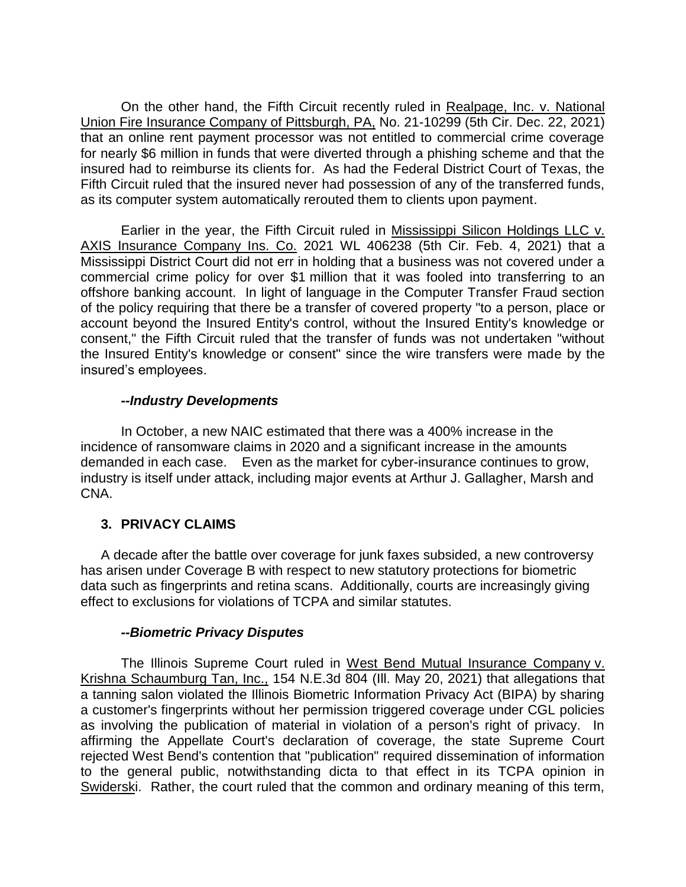On the other hand, the Fifth Circuit recently ruled in Realpage, Inc. v. National Union Fire Insurance Company of Pittsburgh, PA, No. 21-10299 (5th Cir. Dec. 22, 2021) that an online rent payment processor was not entitled to commercial crime coverage for nearly $6 million in funds that were diverted through a phishing scheme and that the insured had to reimburse its clients for. As had the Federal District Court of Texas, the Fifth Circuit ruled that the insured never had possession of any of the transferred funds, as its computer system automatically rerouted them to clients upon payment.

Earlier in the year, the Fifth Circuit ruled in Mississippi Silicon Holdings LLC v. AXIS Insurance Company Ins. Co. 2021 WL 406238 (5th Cir. Feb. 4, 2021) that a Mississippi District Court did not err in holding that a business was not covered under a commercial crime policy for over $1 million that it was fooled into transferring to an offshore banking account. In light of language in the Computer Transfer Fraud section of the policy requiring that there be a transfer of covered property "to a person, place or account beyond the Insured Entity's control, without the Insured Entity's knowledge or consent," the Fifth Circuit ruled that the transfer of funds was not undertaken "without the Insured Entity's knowledge or consent" since the wire transfers were made by the insured's employees.

#### *--Industry Developments*

In October, a new NAIC estimated that there was a 400% increase in the incidence of ransomware claims in 2020 and a significant increase in the amounts demanded in each case. Even as the market for cyber-insurance continues to grow, industry is itself under attack, including major events at Arthur J. Gallagher, Marsh and CNA.

### 3. PRIVACY CLAIMS

A decade after the battle over coverage for junk faxes subsided, a new controversy has arisen under Coverage B with respect to new statutory protections for biometric data such as fingerprints and retina scans. Additionally, courts are increasingly giving effect to exclusions for violations of TCPA and similar statutes.

#### *--Biometric Privacy Disputes*

The Illinois Supreme Court ruled in West Bend Mutual Insurance Company v. Krishna Schaumburg Tan, Inc., 154 N.E.3d 804 (Ill. May 20, 2021) that allegations that a tanning salon violated the Illinois Biometric Information Privacy Act (BIPA) by sharing a customer's fingerprints without her permission triggered coverage under CGL policies as involving the publication of material in violation of a person's right of privacy. In affirming the Appellate Court's declaration of coverage, the state Supreme Court rejected West Bend's contention that "publication" required dissemination of information to the general public, notwithstanding dicta to that effect in its TCPA opinion in Swiderski. Rather, the court ruled that the common and ordinary meaning of this term,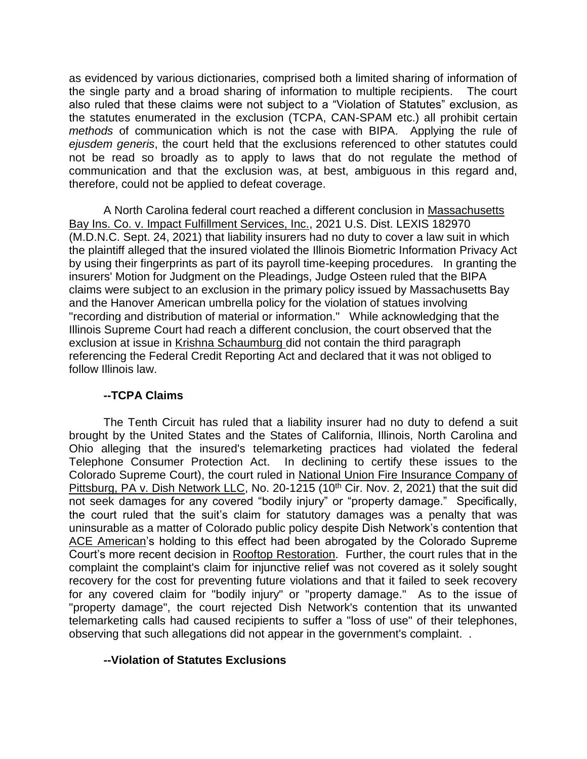as evidenced by various dictionaries, comprised both a limited sharing of information of the single party and a broad sharing of information to multiple recipients. The court also ruled that these claims were not subject to a "Violation of Statutes" exclusion, as the statutes enumerated in the exclusion (TCPA, CAN-SPAM etc.) all prohibit certain *methods* of communication which is not the case with BIPA. Applying the rule of *ejusdem generis*, the court held that the exclusions referenced to other statutes could not be read so broadly as to apply to laws that do not regulate the method of communication and that the exclusion was, at best, ambiguous in this regard and, therefore, could not be applied to defeat coverage.

A North Carolina federal court reached a different conclusion in Massachusetts Bay Ins. Co. v. Impact Fulfillment Services, Inc., 2021 U.S. Dist. LEXIS 182970 (M.D.N.C. Sept. 24, 2021) that liability insurers had no duty to cover a law suit in which the plaintiff alleged that the insured violated the Illinois Biometric Information Privacy Act by using their fingerprints as part of its payroll time-keeping procedures. In granting the insurers' Motion for Judgment on the Pleadings, Judge Osteen ruled that the BIPA claims were subject to an exclusion in the primary policy issued by Massachusetts Bay and the Hanover American umbrella policy for the violation of statues involving "recording and distribution of material or information." While acknowledging that the Illinois Supreme Court had reach a different conclusion, the court observed that the exclusion at issue in Krishna Schaumburg did not contain the third paragraph referencing the Federal Credit Reporting Act and declared that it was not obliged to follow Illinois law.

**--TCPA Claims**

The Tenth Circuit has ruled that a liability insurer had no duty to defend a suit brought by the United States and the States of California, Illinois, North Carolina and Ohio alleging that the insured's telemarketing practices had violated the federal Telephone Consumer Protection Act. In declining to certify these issues to the Colorado Supreme Court), the court ruled in National Union Fire Insurance Company of Pittsburg, PA v. Dish Network LLC, No. 20-1215 (10th Cir. Nov. 2, 2021) that the suit did not seek damages for any covered "bodily injury" or "property damage." Specifically, the court ruled that the suit's claim for statutory damages was a penalty that was uninsurable as a matter of Colorado public policy despite Dish Network's contention that ACE American's holding to this effect had been abrogated by the Colorado Supreme Court's more recent decision in Rooftop Restoration. Further, the court rules that in the complaint the complaint's claim for injunctive relief was not covered as it solely sought recovery for the cost for preventing future violations and that it failed to seek recovery for any covered claim for "bodily injury" or "property damage." As to the issue of "property damage", the court rejected Dish Network's contention that its unwanted telemarketing calls had caused recipients to suffer a "loss of use" of their telephones, observing that such allegations did not appear in the government's complaint. .

**--Violation of Statutes Exclusions**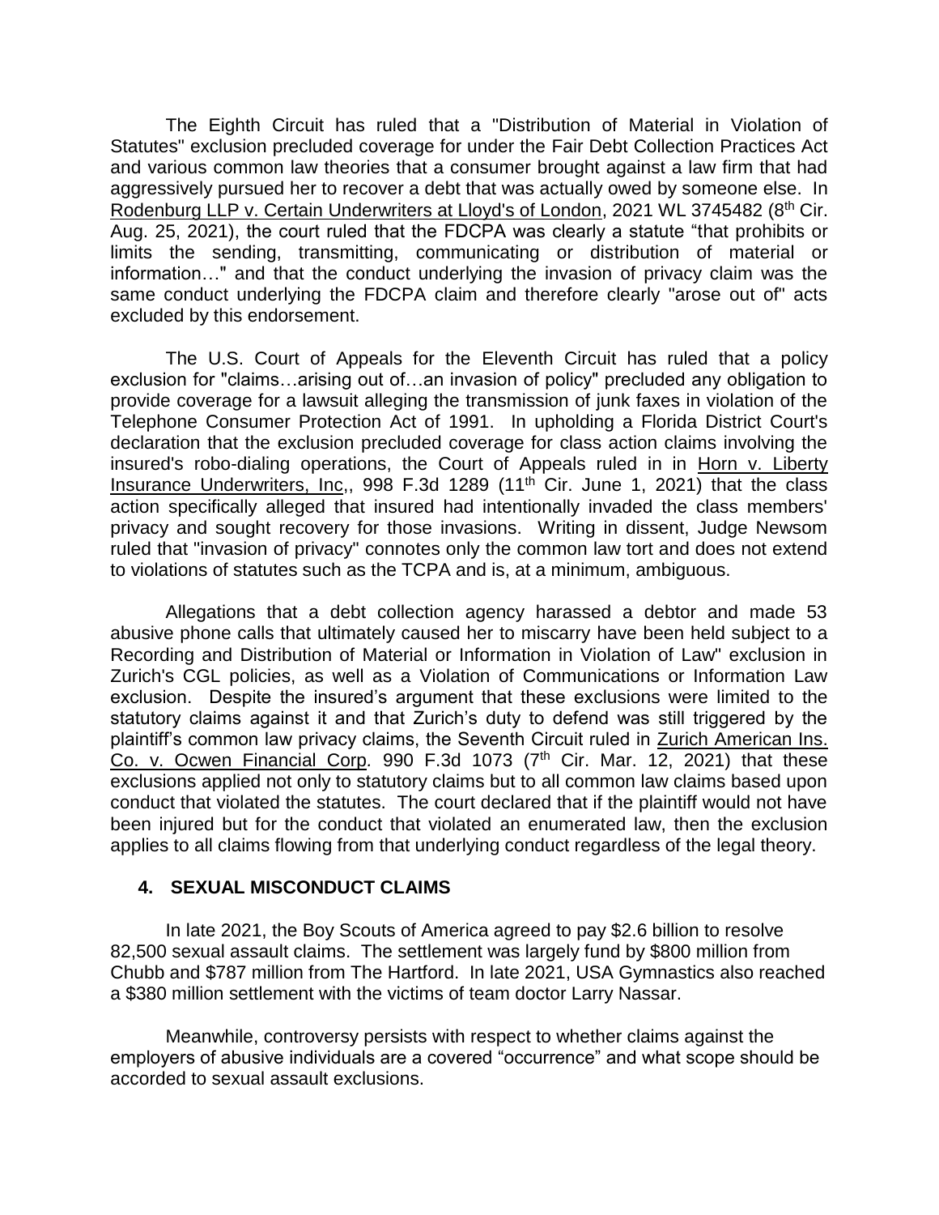The Eighth Circuit has ruled that a "Distribution of Material in Violation of Statutes" exclusion precluded coverage for under the Fair Debt Collection Practices Act and various common law theories that a consumer brought against a law firm that had aggressively pursued her to recover a debt that was actually owed by someone else. In Rodenburg LLP v. Certain Underwriters at Lloyd's of London, 2021 WL 3745482 (8th Cir. Aug. 25, 2021), the court ruled that the FDCPA was clearly a statute "that prohibits or limits the sending, transmitting, communicating or distribution of material or information…" and that the conduct underlying the invasion of privacy claim was the same conduct underlying the FDCPA claim and therefore clearly "arose out of" acts excluded by this endorsement.

The U.S. Court of Appeals for the Eleventh Circuit has ruled that a policy exclusion for "claims…arising out of…an invasion of policy" precluded any obligation to provide coverage for a lawsuit alleging the transmission of junk faxes in violation of the Telephone Consumer Protection Act of 1991. In upholding a Florida District Court's declaration that the exclusion precluded coverage for class action claims involving the insured's robo-dialing operations, the Court of Appeals ruled in in Horn v. Liberty Insurance Underwriters, Inc,, 998 F.3d 1289 (11th Cir. June 1, 2021) that the class action specifically alleged that insured had intentionally invaded the class members' privacy and sought recovery for those invasions. Writing in dissent, Judge Newsom ruled that "invasion of privacy" connotes only the common law tort and does not extend to violations of statutes such as the TCPA and is, at a minimum, ambiguous.

Allegations that a debt collection agency harassed a debtor and made 53 abusive phone calls that ultimately caused her to miscarry have been held subject to a Recording and Distribution of Material or Information in Violation of Law" exclusion in Zurich's CGL policies, as well as a Violation of Communications or Information Law exclusion. Despite the insured's argument that these exclusions were limited to the statutory claims against it and that Zurich's duty to defend was still triggered by the plaintiff's common law privacy claims, the Seventh Circuit ruled in Zurich American Ins. Co. v. Ocwen Financial Corp. 990 F.3d 1073 (7th Cir. Mar. 12, 2021) that these exclusions applied not only to statutory claims but to all common law claims based upon conduct that violated the statutes. The court declared that if the plaintiff would not have been injured but for the conduct that violated an enumerated law, then the exclusion applies to all claims flowing from that underlying conduct regardless of the legal theory.

## 4. SEXUAL MISCONDUCT CLAIMS

In late 2021, the Boy Scouts of America agreed to pay $2.6 billion to resolve 82,500 sexual assault claims. The settlement was largely fund by $800 million from Chubb and $787 million from The Hartford. In late 2021, USA Gymnastics also reached a $380 million settlement with the victims of team doctor Larry Nassar.

Meanwhile, controversy persists with respect to whether claims against the employers of abusive individuals are a covered "occurrence" and what scope should be accorded to sexual assault exclusions.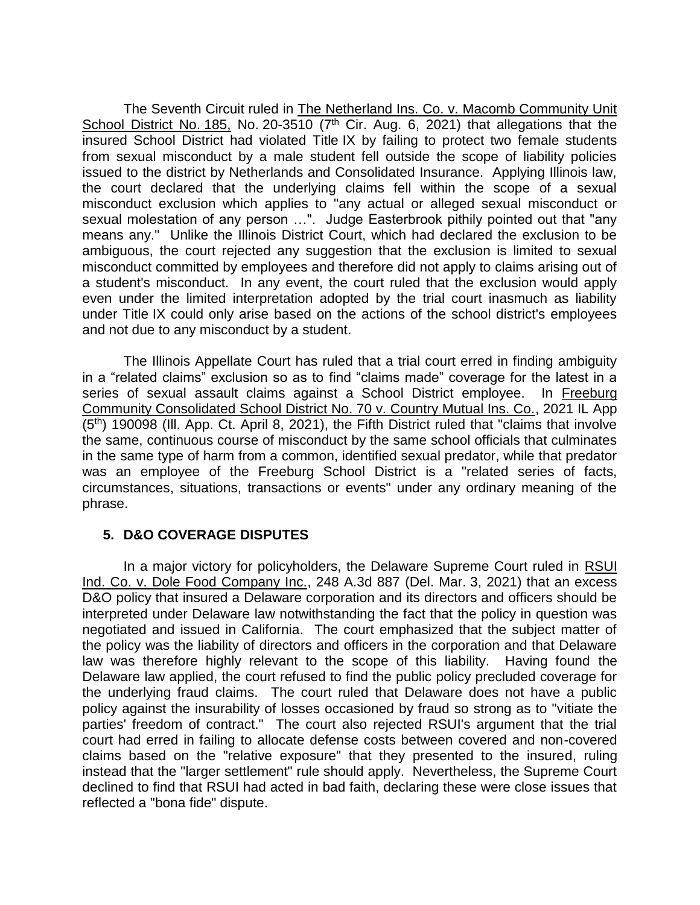The Seventh Circuit ruled in The Netherland Ins. Co. v. Macomb Community Unit School District No. 185, No. 20-3510 (7th Cir. Aug. 6, 2021) that allegations that the insured School District had violated Title IX by failing to protect two female students from sexual misconduct by a male student fell outside the scope of liability policies issued to the district by Netherlands and Consolidated Insurance. Applying Illinois law, the court declared that the underlying claims fell within the scope of a sexual misconduct exclusion which applies to "any actual or alleged sexual misconduct or sexual molestation of any person …". Judge Easterbrook pithily pointed out that "any means any." Unlike the Illinois District Court, which had declared the exclusion to be ambiguous, the court rejected any suggestion that the exclusion is limited to sexual misconduct committed by employees and therefore did not apply to claims arising out of a student's misconduct. In any event, the court ruled that the exclusion would apply even under the limited interpretation adopted by the trial court inasmuch as liability under Title IX could only arise based on the actions of the school district's employees and not due to any misconduct by a student.

The Illinois Appellate Court has ruled that a trial court erred in finding ambiguity in a "related claims" exclusion so as to find "claims made" coverage for the latest in a series of sexual assault claims against a School District employee. In Freeburg Community Consolidated School District No. 70 v. Country Mutual Ins. Co., 2021 IL App (5th) 190098 (Ill. App. Ct. April 8, 2021), the Fifth District ruled that "claims that involve the same, continuous course of misconduct by the same school officials that culminates in the same type of harm from a common, identified sexual predator, while that predator was an employee of the Freeburg School District is a "related series of facts, circumstances, situations, transactions or events" under any ordinary meaning of the phrase.

## 5. D&O COVERAGE DISPUTES

In a major victory for policyholders, the Delaware Supreme Court ruled in RSUI Ind. Co. v. Dole Food Company Inc., 248 A.3d 887 (Del. Mar. 3, 2021) that an excess D&O policy that insured a Delaware corporation and its directors and officers should be interpreted under Delaware law notwithstanding the fact that the policy in question was negotiated and issued in California. The court emphasized that the subject matter of the policy was the liability of directors and officers in the corporation and that Delaware law was therefore highly relevant to the scope of this liability. Having found the Delaware law applied, the court refused to find the public policy precluded coverage for the underlying fraud claims. The court ruled that Delaware does not have a public policy against the insurability of losses occasioned by fraud so strong as to "vitiate the parties' freedom of contract." The court also rejected RSUI's argument that the trial court had erred in failing to allocate defense costs between covered and non-covered claims based on the "relative exposure" that they presented to the insured, ruling instead that the "larger settlement" rule should apply. Nevertheless, the Supreme Court declined to find that RSUI had acted in bad faith, declaring these were close issues that reflected a "bona fide" dispute.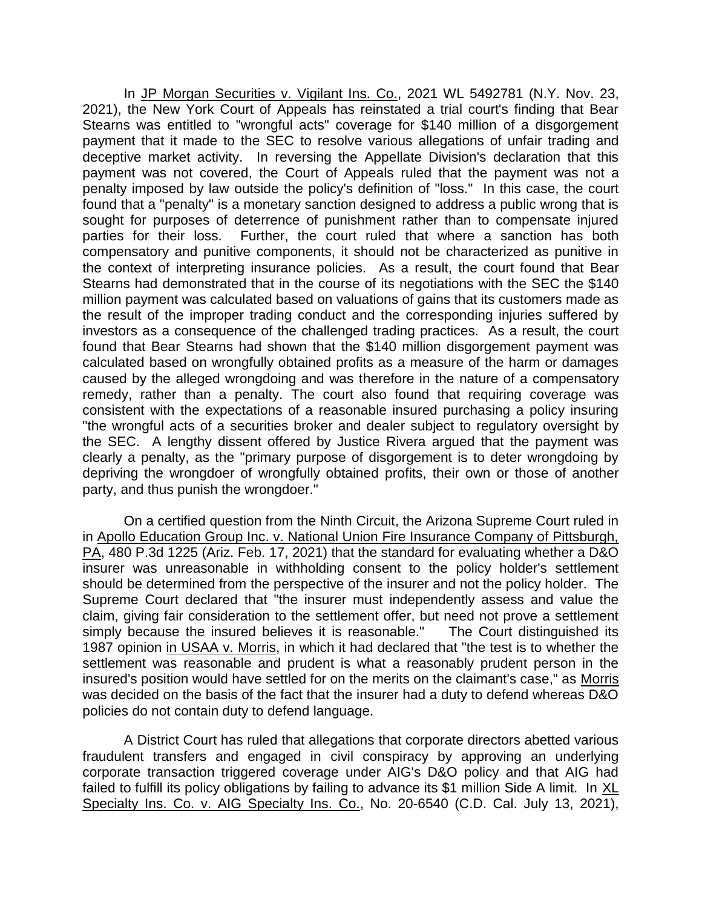In JP Morgan Securities v. Vigilant Ins. Co., 2021 WL 5492781 (N.Y. Nov. 23, 2021), the New York Court of Appeals has reinstated a trial court's finding that Bear Stearns was entitled to "wrongful acts" coverage for $140 million of a disgorgement payment that it made to the SEC to resolve various allegations of unfair trading and deceptive market activity. In reversing the Appellate Division's declaration that this payment was not covered, the Court of Appeals ruled that the payment was not a penalty imposed by law outside the policy's definition of "loss." In this case, the court found that a "penalty" is a monetary sanction designed to address a public wrong that is sought for purposes of deterrence of punishment rather than to compensate injured parties for their loss. Further, the court ruled that where a sanction has both compensatory and punitive components, it should not be characterized as punitive in the context of interpreting insurance policies. As a result, the court found that Bear Stearns had demonstrated that in the course of its negotiations with the SEC the $140 million payment was calculated based on valuations of gains that its customers made as the result of the improper trading conduct and the corresponding injuries suffered by investors as a consequence of the challenged trading practices. As a result, the court found that Bear Stearns had shown that the $140 million disgorgement payment was calculated based on wrongfully obtained profits as a measure of the harm or damages caused by the alleged wrongdoing and was therefore in the nature of a compensatory remedy, rather than a penalty. The court also found that requiring coverage was consistent with the expectations of a reasonable insured purchasing a policy insuring "the wrongful acts of a securities broker and dealer subject to regulatory oversight by the SEC. A lengthy dissent offered by Justice Rivera argued that the payment was clearly a penalty, as the "primary purpose of disgorgement is to deter wrongdoing by depriving the wrongdoer of wrongfully obtained profits, their own or those of another party, and thus punish the wrongdoer."

On a certified question from the Ninth Circuit, the Arizona Supreme Court ruled in in Apollo Education Group Inc. v. National Union Fire Insurance Company of Pittsburgh, PA, 480 P.3d 1225 (Ariz. Feb. 17, 2021) that the standard for evaluating whether a D&O insurer was unreasonable in withholding consent to the policy holder's settlement should be determined from the perspective of the insurer and not the policy holder. The Supreme Court declared that "the insurer must independently assess and value the claim, giving fair consideration to the settlement offer, but need not prove a settlement simply because the insured believes it is reasonable." The Court distinguished its 1987 opinion in USAA v. Morris, in which it had declared that "the test is to whether the settlement was reasonable and prudent is what a reasonably prudent person in the insured's position would have settled for on the merits on the claimant's case," as Morris was decided on the basis of the fact that the insurer had a duty to defend whereas D&O policies do not contain duty to defend language.

A District Court has ruled that allegations that corporate directors abetted various fraudulent transfers and engaged in civil conspiracy by approving an underlying corporate transaction triggered coverage under AIG's D&O policy and that AIG had failed to fulfill its policy obligations by failing to advance its $1 million Side A limit. In XL Specialty Ins. Co. v. AIG Specialty Ins. Co., No. 20-6540 (C.D. Cal. July 13, 2021),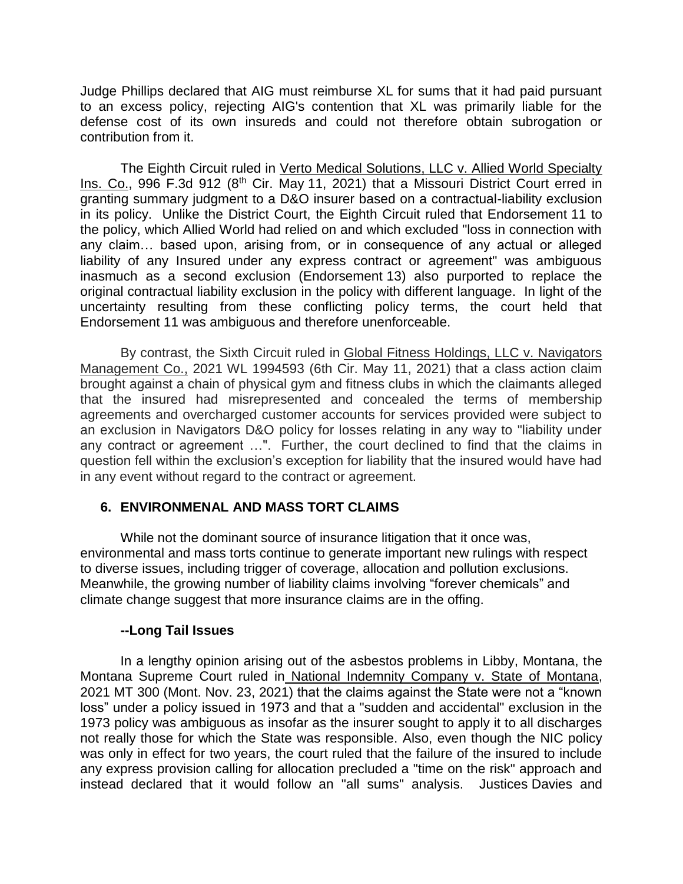Judge Phillips declared that AIG must reimburse XL for sums that it had paid pursuant to an excess policy, rejecting AIG's contention that XL was primarily liable for the defense cost of its own insureds and could not therefore obtain subrogation or contribution from it.

The Eighth Circuit ruled in Verto Medical Solutions, LLC v. Allied World Specialty Ins. Co., 996 F.3d 912 (8th Cir. May 11, 2021) that a Missouri District Court erred in granting summary judgment to a D&O insurer based on a contractual-liability exclusion in its policy. Unlike the District Court, the Eighth Circuit ruled that Endorsement 11 to the policy, which Allied World had relied on and which excluded "loss in connection with any claim… based upon, arising from, or in consequence of any actual or alleged liability of any Insured under any express contract or agreement" was ambiguous inasmuch as a second exclusion (Endorsement 13) also purported to replace the original contractual liability exclusion in the policy with different language. In light of the uncertainty resulting from these conflicting policy terms, the court held that Endorsement 11 was ambiguous and therefore unenforceable.

By contrast, the Sixth Circuit ruled in Global Fitness Holdings, LLC v. Navigators Management Co., 2021 WL 1994593 (6th Cir. May 11, 2021) that a class action claim brought against a chain of physical gym and fitness clubs in which the claimants alleged that the insured had misrepresented and concealed the terms of membership agreements and overcharged customer accounts for services provided were subject to an exclusion in Navigators D&O policy for losses relating in any way to "liability under any contract or agreement …". Further, the court declined to find that the claims in question fell within the exclusion's exception for liability that the insured would have had in any event without regard to the contract or agreement.

## 6. ENVIRONMENAL AND MASS TORT CLAIMS

While not the dominant source of insurance litigation that it once was, environmental and mass torts continue to generate important new rulings with respect to diverse issues, including trigger of coverage, allocation and pollution exclusions. Meanwhile, the growing number of liability claims involving "forever chemicals" and climate change suggest that more insurance claims are in the offing.

### --Long Tail Issues

In a lengthy opinion arising out of the asbestos problems in Libby, Montana, the Montana Supreme Court ruled in National Indemnity Company v. State of Montana, 2021 MT 300 (Mont. Nov. 23, 2021) that the claims against the State were not a "known loss" under a policy issued in 1973 and that a "sudden and accidental" exclusion in the 1973 policy was ambiguous as insofar as the insurer sought to apply it to all discharges not really those for which the State was responsible. Also, even though the NIC policy was only in effect for two years, the court ruled that the failure of the insured to include any express provision calling for allocation precluded a "time on the risk" approach and instead declared that it would follow an "all sums" analysis. Justices Davies and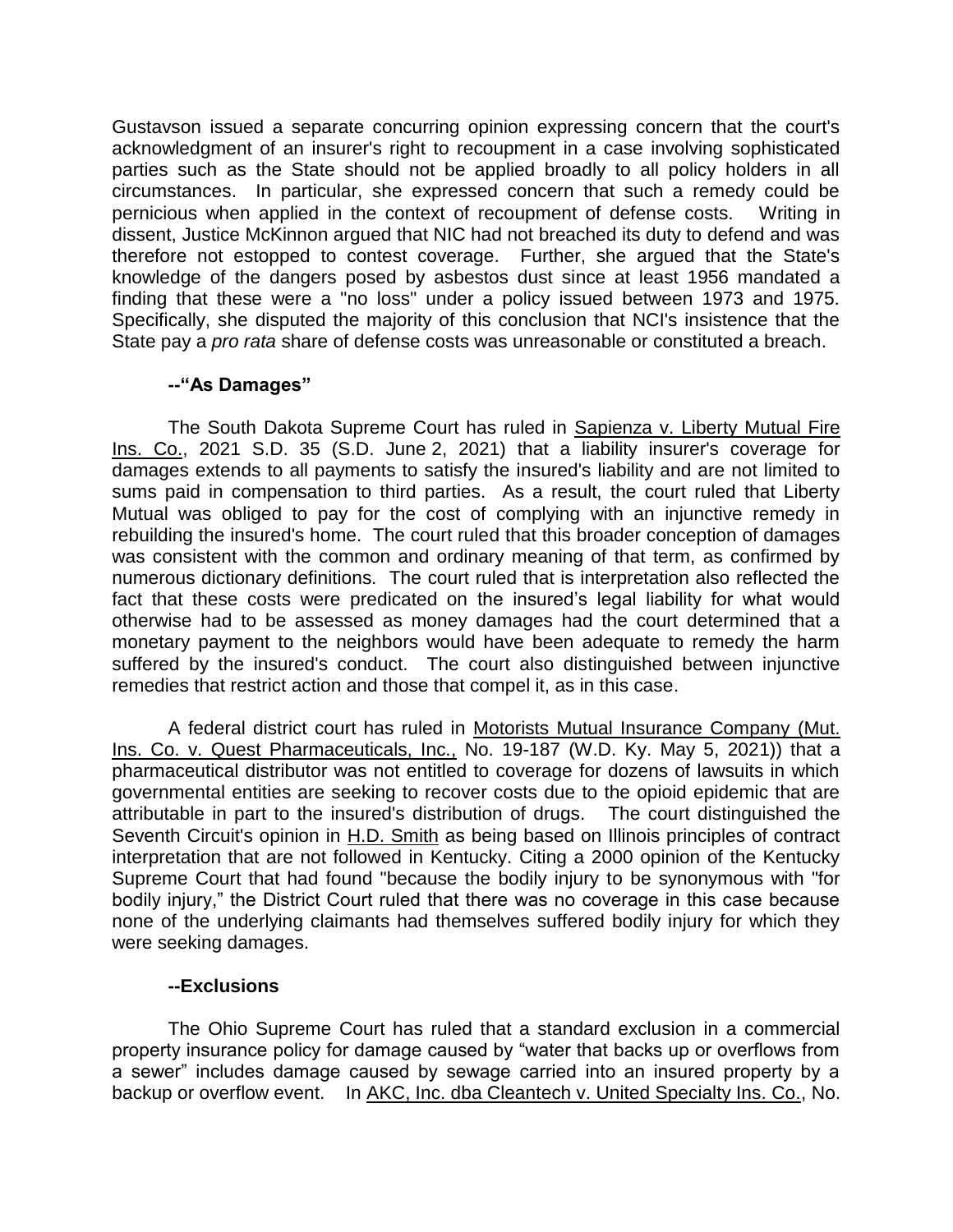Gustavson issued a separate concurring opinion expressing concern that the court's acknowledgment of an insurer's right to recoupment in a case involving sophisticated parties such as the State should not be applied broadly to all policy holders in all circumstances. In particular, she expressed concern that such a remedy could be pernicious when applied in the context of recoupment of defense costs. Writing in dissent, Justice McKinnon argued that NIC had not breached its duty to defend and was therefore not estopped to contest coverage. Further, she argued that the State's knowledge of the dangers posed by asbestos dust since at least 1956 mandated a finding that these were a "no loss" under a policy issued between 1973 and 1975. Specifically, she disputed the majority of this conclusion that NCI's insistence that the State pay a *pro rata* share of defense costs was unreasonable or constituted a breach.

### --"As Damages"

The South Dakota Supreme Court has ruled in Sapienza v. Liberty Mutual Fire Ins. Co., 2021 S.D. 35 (S.D. June 2, 2021) that a liability insurer's coverage for damages extends to all payments to satisfy the insured's liability and are not limited to sums paid in compensation to third parties. As a result, the court ruled that Liberty Mutual was obliged to pay for the cost of complying with an injunctive remedy in rebuilding the insured's home. The court ruled that this broader conception of damages was consistent with the common and ordinary meaning of that term, as confirmed by numerous dictionary definitions. The court ruled that is interpretation also reflected the fact that these costs were predicated on the insured's legal liability for what would otherwise had to be assessed as money damages had the court determined that a monetary payment to the neighbors would have been adequate to remedy the harm suffered by the insured's conduct. The court also distinguished between injunctive remedies that restrict action and those that compel it, as in this case.

A federal district court has ruled in Motorists Mutual Insurance Company (Mut. Ins. Co. v. Quest Pharmaceuticals, Inc., No. 19-187 (W.D. Ky. May 5, 2021)) that a pharmaceutical distributor was not entitled to coverage for dozens of lawsuits in which governmental entities are seeking to recover costs due to the opioid epidemic that are attributable in part to the insured's distribution of drugs. The court distinguished the Seventh Circuit's opinion in H.D. Smith as being based on Illinois principles of contract interpretation that are not followed in Kentucky. Citing a 2000 opinion of the Kentucky Supreme Court that had found "because the bodily injury to be synonymous with "for bodily injury," the District Court ruled that there was no coverage in this case because none of the underlying claimants had themselves suffered bodily injury for which they were seeking damages.

### --Exclusions

The Ohio Supreme Court has ruled that a standard exclusion in a commercial property insurance policy for damage caused by "water that backs up or overflows from a sewer" includes damage caused by sewage carried into an insured property by a backup or overflow event. In AKC, Inc. dba Cleantech v. United Specialty Ins. Co., No.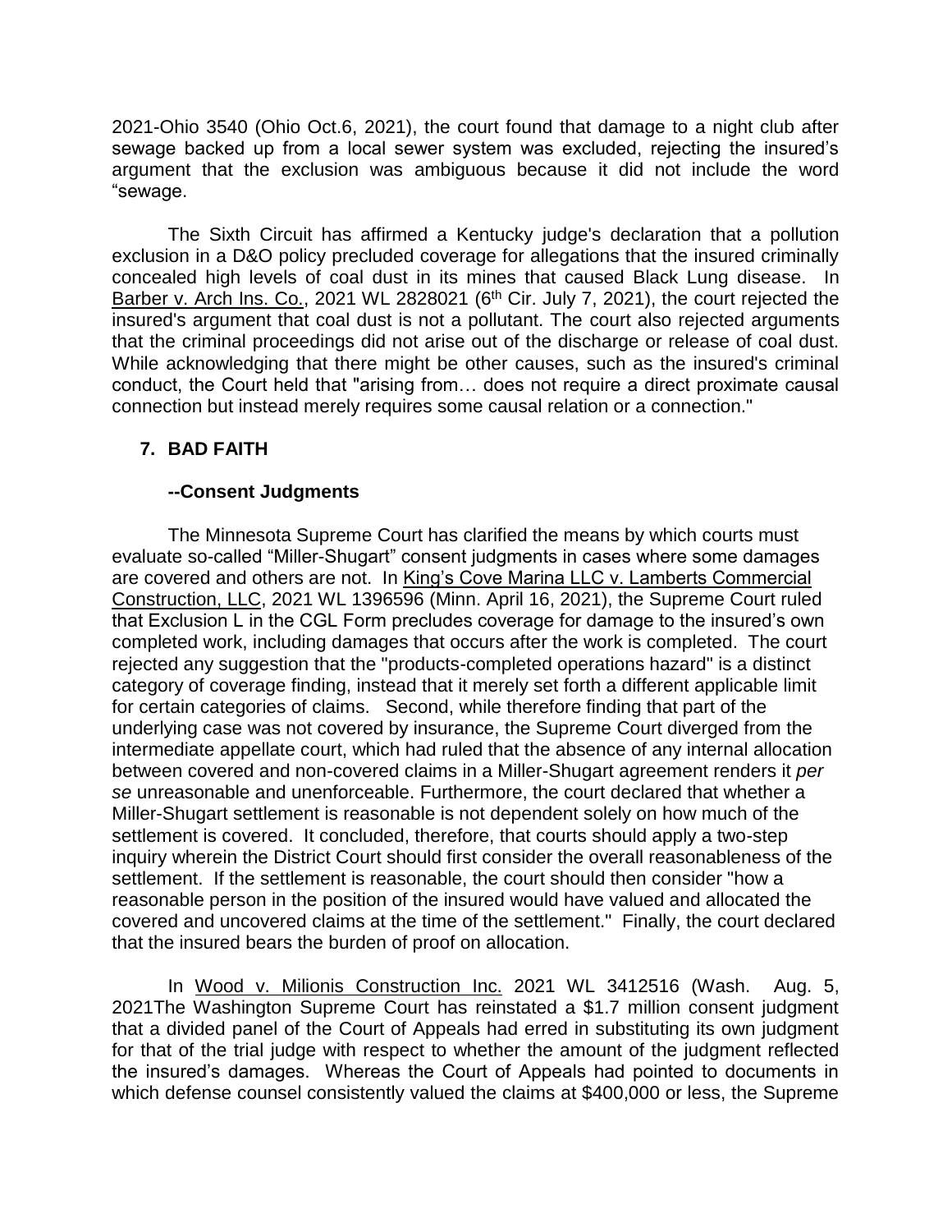2021-Ohio 3540 (Ohio Oct.6, 2021), the court found that damage to a night club after sewage backed up from a local sewer system was excluded, rejecting the insured's argument that the exclusion was ambiguous because it did not include the word "sewage.

The Sixth Circuit has affirmed a Kentucky judge's declaration that a pollution exclusion in a D&O policy precluded coverage for allegations that the insured criminally concealed high levels of coal dust in its mines that caused Black Lung disease. In Barber v. Arch Ins. Co., 2021 WL 2828021 (6th Cir. July 7, 2021), the court rejected the insured's argument that coal dust is not a pollutant. The court also rejected arguments that the criminal proceedings did not arise out of the discharge or release of coal dust. While acknowledging that there might be other causes, such as the insured's criminal conduct, the Court held that "arising from… does not require a direct proximate causal connection but instead merely requires some causal relation or a connection."

## 7. BAD FAITH

### --Consent Judgments

The Minnesota Supreme Court has clarified the means by which courts must evaluate so-called "Miller-Shugart" consent judgments in cases where some damages are covered and others are not. In King's Cove Marina LLC v. Lamberts Commercial Construction, LLC, 2021 WL 1396596 (Minn. April 16, 2021), the Supreme Court ruled that Exclusion L in the CGL Form precludes coverage for damage to the insured's own completed work, including damages that occurs after the work is completed. The court rejected any suggestion that the "products-completed operations hazard" is a distinct category of coverage finding, instead that it merely set forth a different applicable limit for certain categories of claims. Second, while therefore finding that part of the underlying case was not covered by insurance, the Supreme Court diverged from the intermediate appellate court, which had ruled that the absence of any internal allocation between covered and non-covered claims in a Miller-Shugart agreement renders it *per se* unreasonable and unenforceable. Furthermore, the court declared that whether a Miller-Shugart settlement is reasonable is not dependent solely on how much of the settlement is covered. It concluded, therefore, that courts should apply a two-step inquiry wherein the District Court should first consider the overall reasonableness of the settlement. If the settlement is reasonable, the court should then consider "how a reasonable person in the position of the insured would have valued and allocated the covered and uncovered claims at the time of the settlement." Finally, the court declared that the insured bears the burden of proof on allocation.

In Wood v. Milionis Construction Inc. 2021 WL 3412516 (Wash. Aug. 5, 2021The Washington Supreme Court has reinstated a $1.7 million consent judgment that a divided panel of the Court of Appeals had erred in substituting its own judgment for that of the trial judge with respect to whether the amount of the judgment reflected the insured's damages. Whereas the Court of Appeals had pointed to documents in which defense counsel consistently valued the claims at $400,000 or less, the Supreme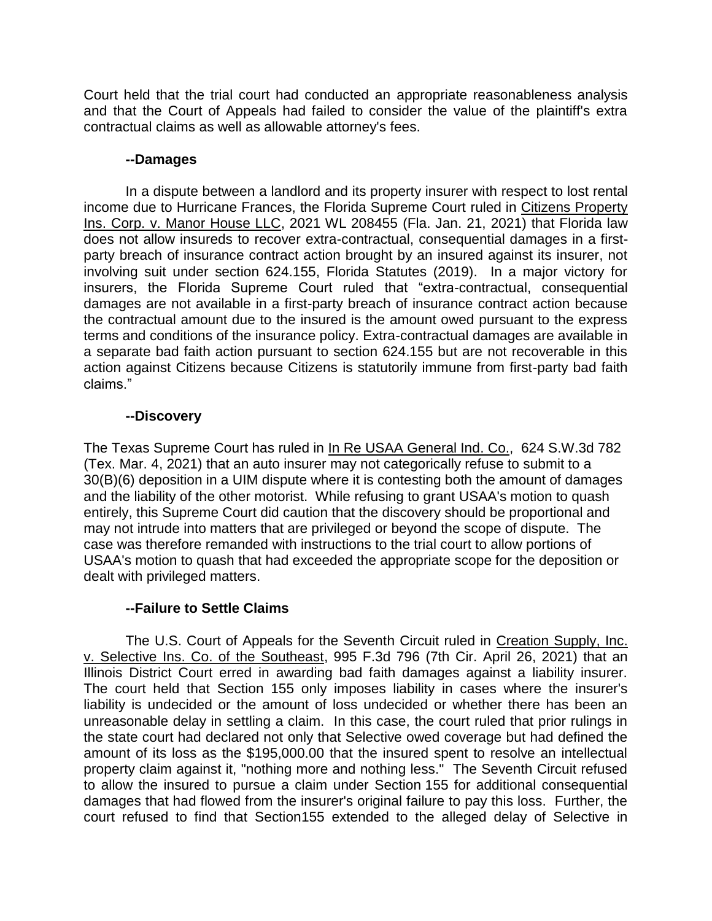Court held that the trial court had conducted an appropriate reasonableness analysis and that the Court of Appeals had failed to consider the value of the plaintiff's extra contractual claims as well as allowable attorney's fees.

### --Damages

In a dispute between a landlord and its property insurer with respect to lost rental income due to Hurricane Frances, the Florida Supreme Court ruled in Citizens Property Ins. Corp. v. Manor House LLC, 2021 WL 208455 (Fla. Jan. 21, 2021) that Florida law does not allow insureds to recover extra-contractual, consequential damages in a first-party breach of insurance contract action brought by an insured against its insurer, not involving suit under section 624.155, Florida Statutes (2019). In a major victory for insurers, the Florida Supreme Court ruled that "extra-contractual, consequential damages are not available in a first-party breach of insurance contract action because the contractual amount due to the insured is the amount owed pursuant to the express terms and conditions of the insurance policy. Extra-contractual damages are available in a separate bad faith action pursuant to section 624.155 but are not recoverable in this action against Citizens because Citizens is statutorily immune from first-party bad faith claims."

### --Discovery

The Texas Supreme Court has ruled in In Re USAA General Ind. Co., 624 S.W.3d 782 (Tex. Mar. 4, 2021) that an auto insurer may not categorically refuse to submit to a 30(B)(6) deposition in a UIM dispute where it is contesting both the amount of damages and the liability of the other motorist. While refusing to grant USAA's motion to quash entirely, this Supreme Court did caution that the discovery should be proportional and may not intrude into matters that are privileged or beyond the scope of dispute. The case was therefore remanded with instructions to the trial court to allow portions of USAA's motion to quash that had exceeded the appropriate scope for the deposition or dealt with privileged matters.

### --Failure to Settle Claims

The U.S. Court of Appeals for the Seventh Circuit ruled in Creation Supply, Inc. v. Selective Ins. Co. of the Southeast, 995 F.3d 796 (7th Cir. April 26, 2021) that an Illinois District Court erred in awarding bad faith damages against a liability insurer. The court held that Section 155 only imposes liability in cases where the insurer's liability is undecided or the amount of loss undecided or whether there has been an unreasonable delay in settling a claim. In this case, the court ruled that prior rulings in the state court had declared not only that Selective owed coverage but had defined the amount of its loss as the $195,000.00 that the insured spent to resolve an intellectual property claim against it, "nothing more and nothing less." The Seventh Circuit refused to allow the insured to pursue a claim under Section 155 for additional consequential damages that had flowed from the insurer's original failure to pay this loss. Further, the court refused to find that Section155 extended to the alleged delay of Selective in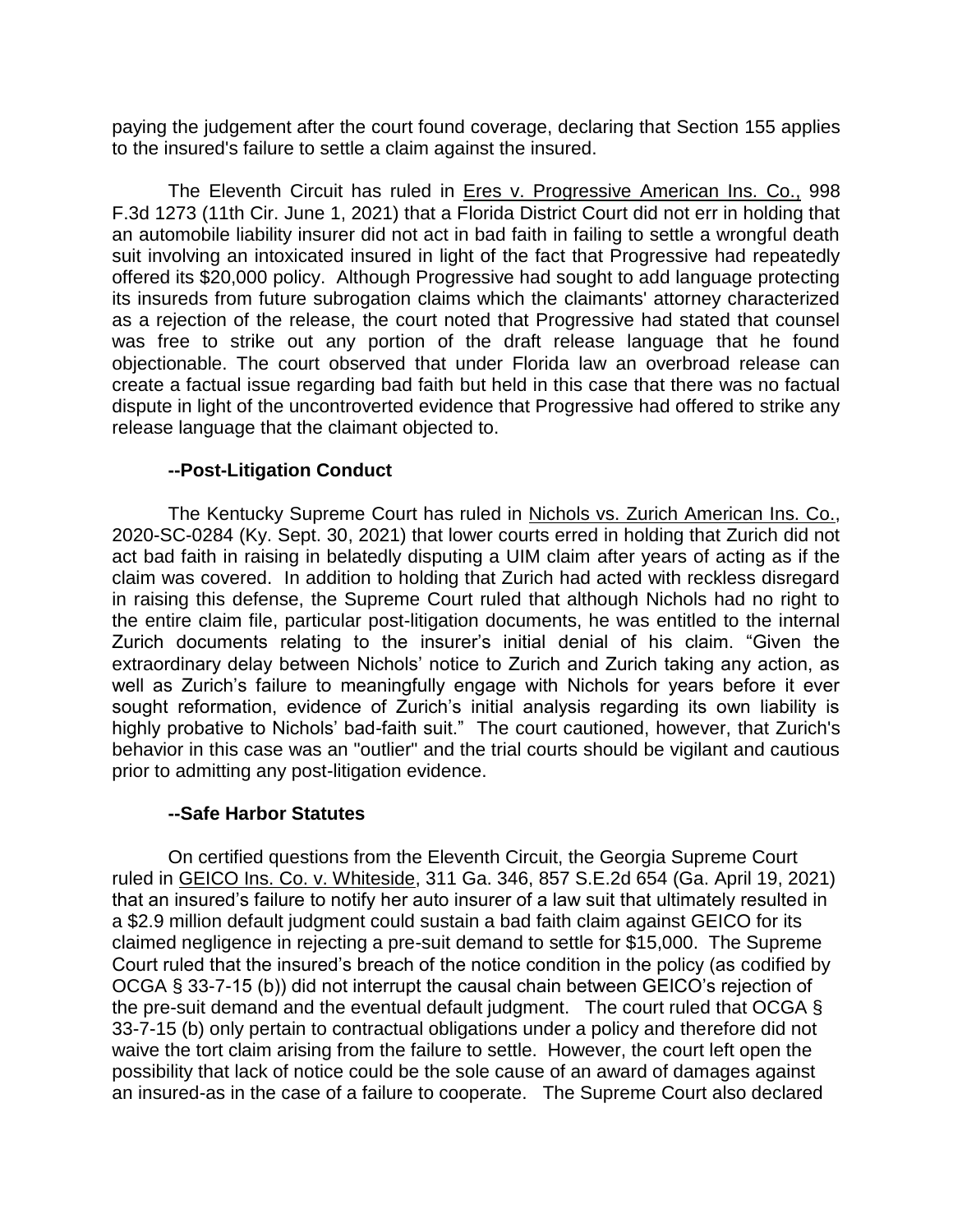paying the judgement after the court found coverage, declaring that Section 155 applies to the insured's failure to settle a claim against the insured.

The Eleventh Circuit has ruled in Eres v. Progressive American Ins. Co., 998 F.3d 1273 (11th Cir. June 1, 2021) that a Florida District Court did not err in holding that an automobile liability insurer did not act in bad faith in failing to settle a wrongful death suit involving an intoxicated insured in light of the fact that Progressive had repeatedly offered its $20,000 policy. Although Progressive had sought to add language protecting its insureds from future subrogation claims which the claimants' attorney characterized as a rejection of the release, the court noted that Progressive had stated that counsel was free to strike out any portion of the draft release language that he found objectionable. The court observed that under Florida law an overbroad release can create a factual issue regarding bad faith but held in this case that there was no factual dispute in light of the uncontroverted evidence that Progressive had offered to strike any release language that the claimant objected to.

### --Post-Litigation Conduct

The Kentucky Supreme Court has ruled in Nichols vs. Zurich American Ins. Co., 2020-SC-0284 (Ky. Sept. 30, 2021) that lower courts erred in holding that Zurich did not act bad faith in raising in belatedly disputing a UIM claim after years of acting as if the claim was covered. In addition to holding that Zurich had acted with reckless disregard in raising this defense, the Supreme Court ruled that although Nichols had no right to the entire claim file, particular post-litigation documents, he was entitled to the internal Zurich documents relating to the insurer's initial denial of his claim. "Given the extraordinary delay between Nichols' notice to Zurich and Zurich taking any action, as well as Zurich's failure to meaningfully engage with Nichols for years before it ever sought reformation, evidence of Zurich's initial analysis regarding its own liability is highly probative to Nichols' bad-faith suit." The court cautioned, however, that Zurich's behavior in this case was an "outlier" and the trial courts should be vigilant and cautious prior to admitting any post-litigation evidence.

### --Safe Harbor Statutes

On certified questions from the Eleventh Circuit, the Georgia Supreme Court ruled in GEICO Ins. Co. v. Whiteside, 311 Ga. 346, 857 S.E.2d 654 (Ga. April 19, 2021) that an insured's failure to notify her auto insurer of a law suit that ultimately resulted in a $2.9 million default judgment could sustain a bad faith claim against GEICO for its claimed negligence in rejecting a pre-suit demand to settle for $15,000. The Supreme Court ruled that the insured's breach of the notice condition in the policy (as codified by OCGA § 33-7-15 (b)) did not interrupt the causal chain between GEICO's rejection of the pre-suit demand and the eventual default judgment. The court ruled that OCGA § 33-7-15 (b) only pertain to contractual obligations under a policy and therefore did not waive the tort claim arising from the failure to settle. However, the court left open the possibility that lack of notice could be the sole cause of an award of damages against an insured-as in the case of a failure to cooperate. The Supreme Court also declared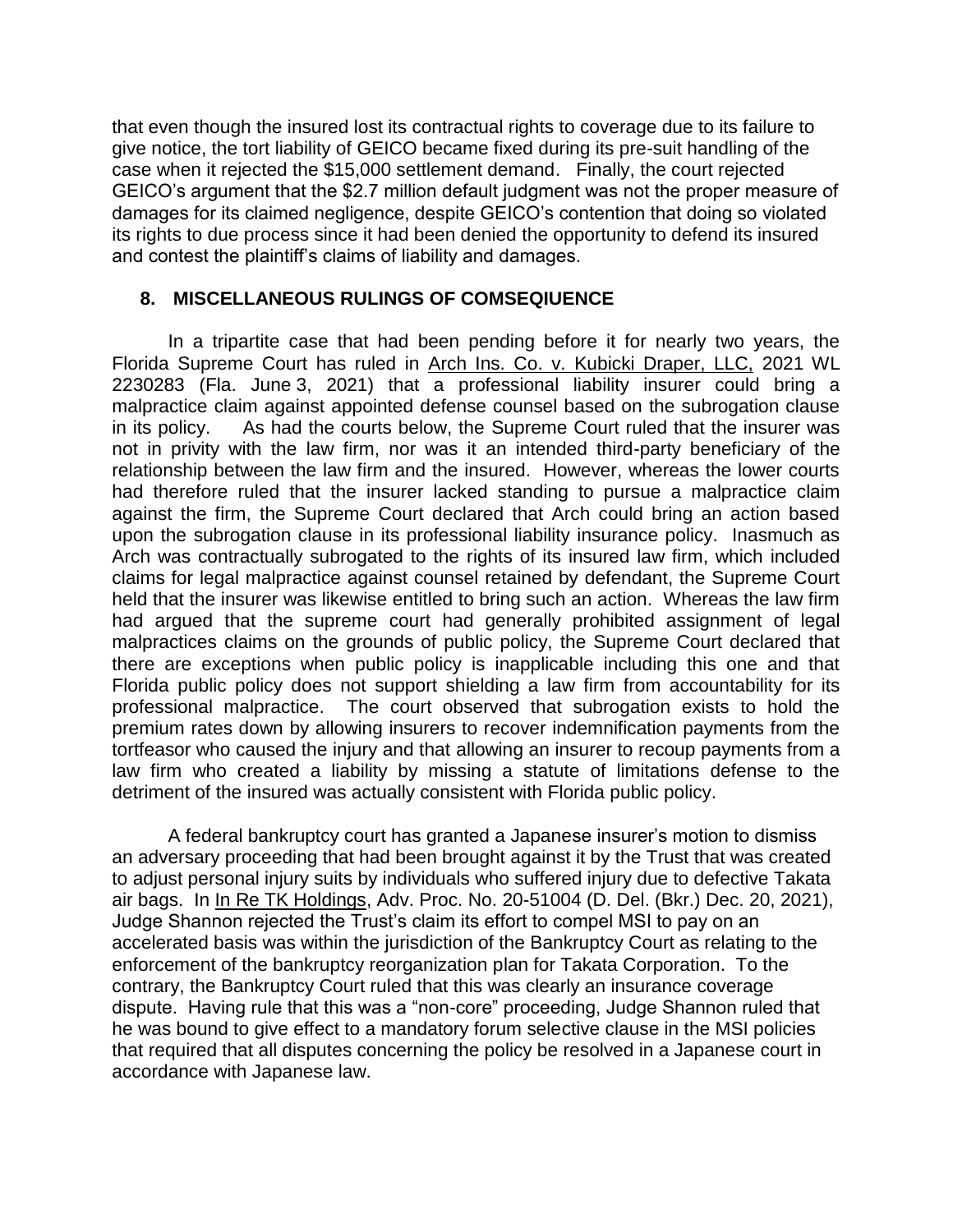that even though the insured lost its contractual rights to coverage due to its failure to give notice, the tort liability of GEICO became fixed during its pre-suit handling of the case when it rejected the $15,000 settlement demand. Finally, the court rejected GEICO's argument that the $2.7 million default judgment was not the proper measure of damages for its claimed negligence, despite GEICO's contention that doing so violated its rights to due process since it had been denied the opportunity to defend its insured and contest the plaintiff's claims of liability and damages.

## 8. MISCELLANEOUS RULINGS OF COMSEQIUENCE

In a tripartite case that had been pending before it for nearly two years, the Florida Supreme Court has ruled in Arch Ins. Co. v. Kubicki Draper, LLC, 2021 WL 2230283 (Fla. June 3, 2021) that a professional liability insurer could bring a malpractice claim against appointed defense counsel based on the subrogation clause in its policy. As had the courts below, the Supreme Court ruled that the insurer was not in privity with the law firm, nor was it an intended third-party beneficiary of the relationship between the law firm and the insured. However, whereas the lower courts had therefore ruled that the insurer lacked standing to pursue a malpractice claim against the firm, the Supreme Court declared that Arch could bring an action based upon the subrogation clause in its professional liability insurance policy. Inasmuch as Arch was contractually subrogated to the rights of its insured law firm, which included claims for legal malpractice against counsel retained by defendant, the Supreme Court held that the insurer was likewise entitled to bring such an action. Whereas the law firm had argued that the supreme court had generally prohibited assignment of legal malpractices claims on the grounds of public policy, the Supreme Court declared that there are exceptions when public policy is inapplicable including this one and that Florida public policy does not support shielding a law firm from accountability for its professional malpractice. The court observed that subrogation exists to hold the premium rates down by allowing insurers to recover indemnification payments from the tortfeasor who caused the injury and that allowing an insurer to recoup payments from a law firm who created a liability by missing a statute of limitations defense to the detriment of the insured was actually consistent with Florida public policy.

A federal bankruptcy court has granted a Japanese insurer's motion to dismiss an adversary proceeding that had been brought against it by the Trust that was created to adjust personal injury suits by individuals who suffered injury due to defective Takata air bags. In In Re TK Holdings, Adv. Proc. No. 20-51004 (D. Del. (Bkr.) Dec. 20, 2021), Judge Shannon rejected the Trust's claim its effort to compel MSI to pay on an accelerated basis was within the jurisdiction of the Bankruptcy Court as relating to the enforcement of the bankruptcy reorganization plan for Takata Corporation. To the contrary, the Bankruptcy Court ruled that this was clearly an insurance coverage dispute. Having rule that this was a "non-core" proceeding, Judge Shannon ruled that he was bound to give effect to a mandatory forum selective clause in the MSI policies that required that all disputes concerning the policy be resolved in a Japanese court in accordance with Japanese law.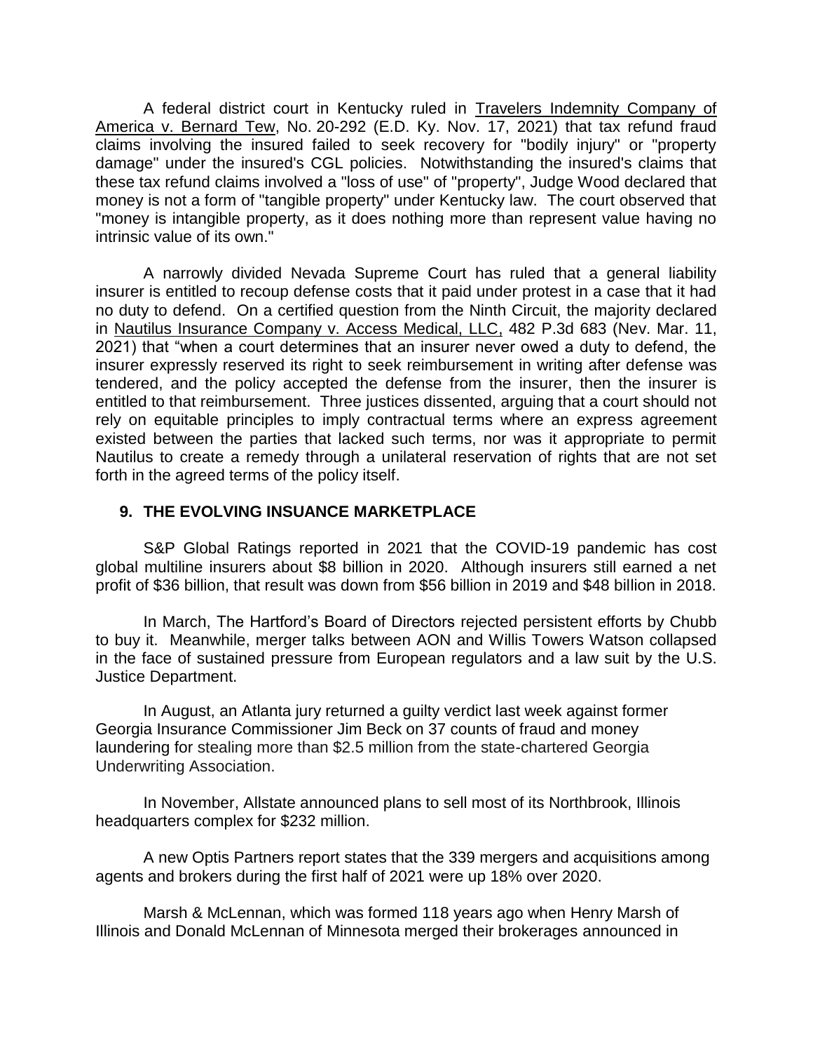A federal district court in Kentucky ruled in Travelers Indemnity Company of America v. Bernard Tew, No. 20-292 (E.D. Ky. Nov. 17, 2021) that tax refund fraud claims involving the insured failed to seek recovery for "bodily injury" or "property damage" under the insured's CGL policies. Notwithstanding the insured's claims that these tax refund claims involved a "loss of use" of "property", Judge Wood declared that money is not a form of "tangible property" under Kentucky law. The court observed that "money is intangible property, as it does nothing more than represent value having no intrinsic value of its own."

A narrowly divided Nevada Supreme Court has ruled that a general liability insurer is entitled to recoup defense costs that it paid under protest in a case that it had no duty to defend. On a certified question from the Ninth Circuit, the majority declared in Nautilus Insurance Company v. Access Medical, LLC, 482 P.3d 683 (Nev. Mar. 11, 2021) that "when a court determines that an insurer never owed a duty to defend, the insurer expressly reserved its right to seek reimbursement in writing after defense was tendered, and the policy accepted the defense from the insurer, then the insurer is entitled to that reimbursement. Three justices dissented, arguing that a court should not rely on equitable principles to imply contractual terms where an express agreement existed between the parties that lacked such terms, nor was it appropriate to permit Nautilus to create a remedy through a unilateral reservation of rights that are not set forth in the agreed terms of the policy itself.

## 9. THE EVOLVING INSUANCE MARKETPLACE

S&P Global Ratings reported in 2021 that the COVID-19 pandemic has cost global multiline insurers about $8 billion in 2020. Although insurers still earned a net profit of $36 billion, that result was down from $56 billion in 2019 and $48 billion in 2018.

In March, The Hartford's Board of Directors rejected persistent efforts by Chubb to buy it. Meanwhile, merger talks between AON and Willis Towers Watson collapsed in the face of sustained pressure from European regulators and a law suit by the U.S. Justice Department.

In August, an Atlanta jury returned a guilty verdict last week against former Georgia Insurance Commissioner Jim Beck on 37 counts of fraud and money laundering for stealing more than $2.5 million from the state-chartered Georgia Underwriting Association.

In November, Allstate announced plans to sell most of its Northbrook, Illinois headquarters complex for $232 million.

A new Optis Partners report states that the 339 mergers and acquisitions among agents and brokers during the first half of 2021 were up 18% over 2020.

Marsh & McLennan, which was formed 118 years ago when Henry Marsh of Illinois and Donald McLennan of Minnesota merged their brokerages announced in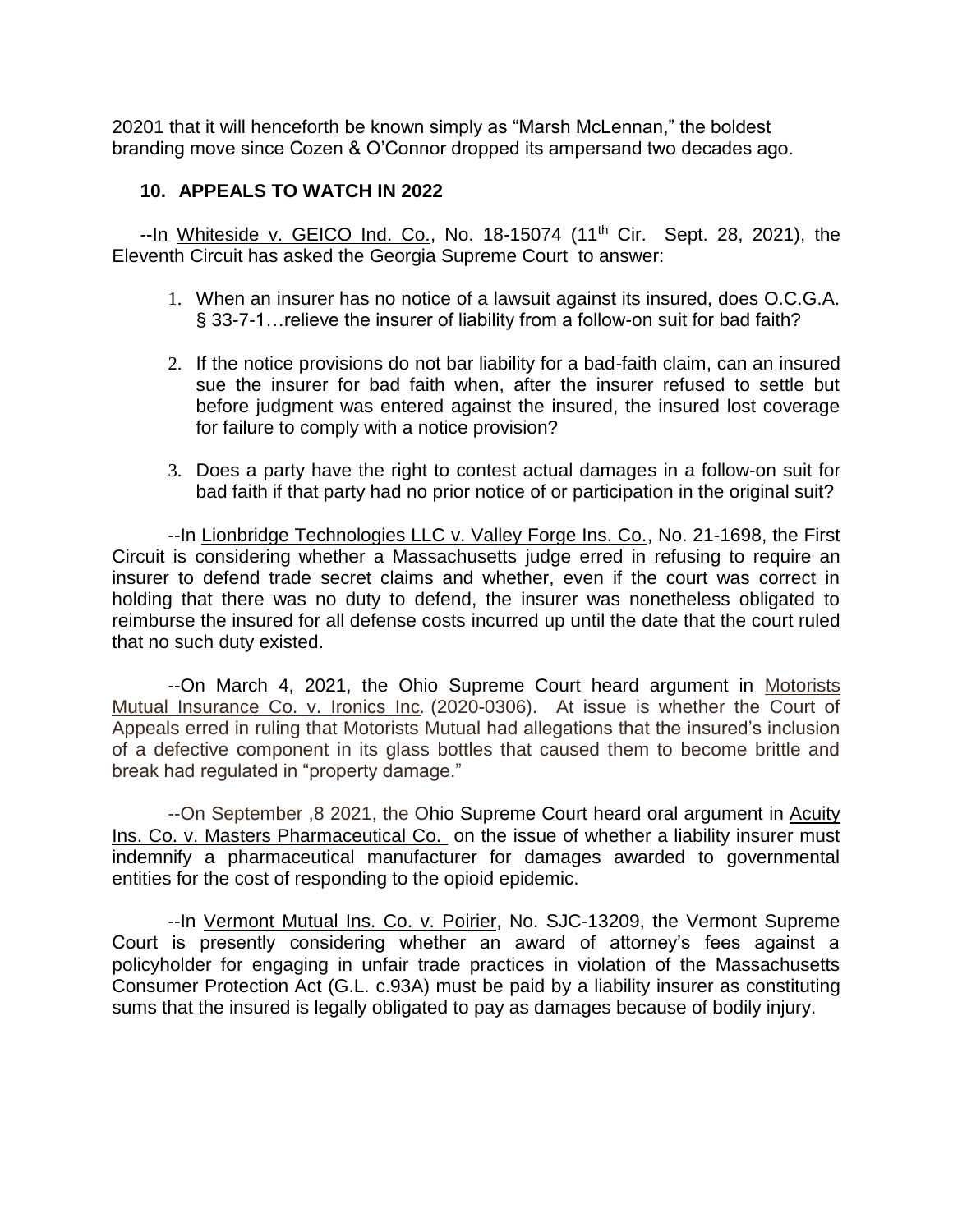20201 that it will henceforth be known simply as "Marsh McLennan," the boldest branding move since Cozen & O'Connor dropped its ampersand two decades ago.

## 10. APPEALS TO WATCH IN 2022

--In Whiteside v. GEICO Ind. Co., No. 18-15074 (11th Cir. Sept. 28, 2021), the Eleventh Circuit has asked the Georgia Supreme Court to answer:

1. When an insurer has no notice of a lawsuit against its insured, does O.C.G.A. § 33-7-1…relieve the insurer of liability from a follow-on suit for bad faith?

2. If the notice provisions do not bar liability for a bad-faith claim, can an insured sue the insurer for bad faith when, after the insurer refused to settle but before judgment was entered against the insured, the insured lost coverage for failure to comply with a notice provision?

3. Does a party have the right to contest actual damages in a follow-on suit for bad faith if that party had no prior notice of or participation in the original suit?

--In Lionbridge Technologies LLC v. Valley Forge Ins. Co., No. 21-1698, the First Circuit is considering whether a Massachusetts judge erred in refusing to require an insurer to defend trade secret claims and whether, even if the court was correct in holding that there was no duty to defend, the insurer was nonetheless obligated to reimburse the insured for all defense costs incurred up until the date that the court ruled that no such duty existed.

--On March 4, 2021, the Ohio Supreme Court heard argument in Motorists Mutual Insurance Co. v. Ironics Inc. (2020-0306). At issue is whether the Court of Appeals erred in ruling that Motorists Mutual had allegations that the insured's inclusion of a defective component in its glass bottles that caused them to become brittle and break had regulated in "property damage."

--On September ,8 2021, the Ohio Supreme Court heard oral argument in Acuity Ins. Co. v. Masters Pharmaceutical Co. on the issue of whether a liability insurer must indemnify a pharmaceutical manufacturer for damages awarded to governmental entities for the cost of responding to the opioid epidemic.

--In Vermont Mutual Ins. Co. v. Poirier, No. SJC-13209, the Vermont Supreme Court is presently considering whether an award of attorney's fees against a policyholder for engaging in unfair trade practices in violation of the Massachusetts Consumer Protection Act (G.L. c.93A) must be paid by a liability insurer as constituting sums that the insured is legally obligated to pay as damages because of bodily injury.